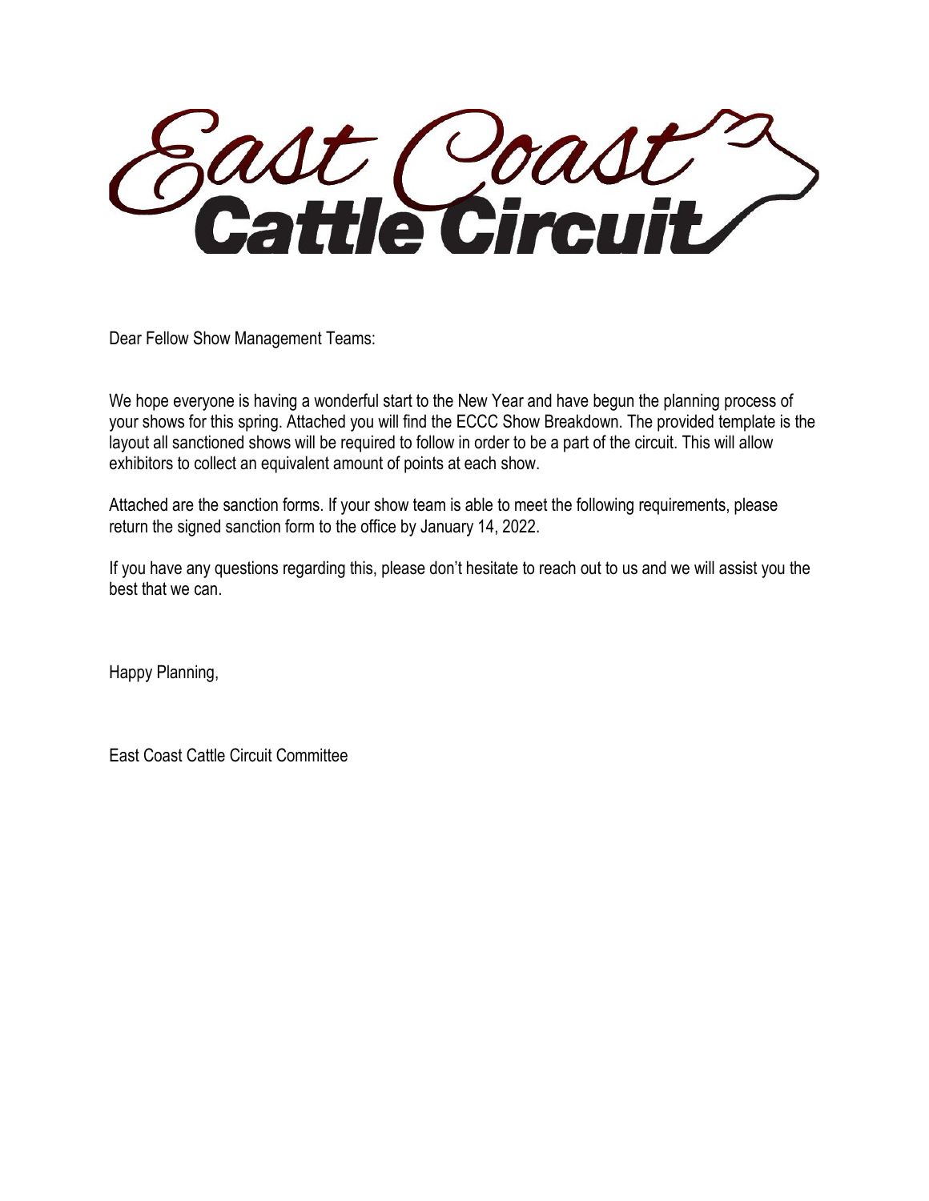# East Coast Cattle Circuit

Dear Fellow Show Management Teams:

We hope everyone is having a wonderful start to the New Year and have begun the planning process of your shows for this spring. Attached you will find the ECCC Show Breakdown. The provided template is the layout all sanctioned shows will be required to follow in order to be a part of the circuit. This will allow exhibitors to collect an equivalent amount of points at each show.

Attached are the sanction forms. If your show team is able to meet the following requirements, please return the signed sanction form to the office by January 14, 2022.

If you have any questions regarding this, please don't hesitate to reach out to us and we will assist you the best that we can.

Happy Planning,

East Coast Cattle Circuit Committee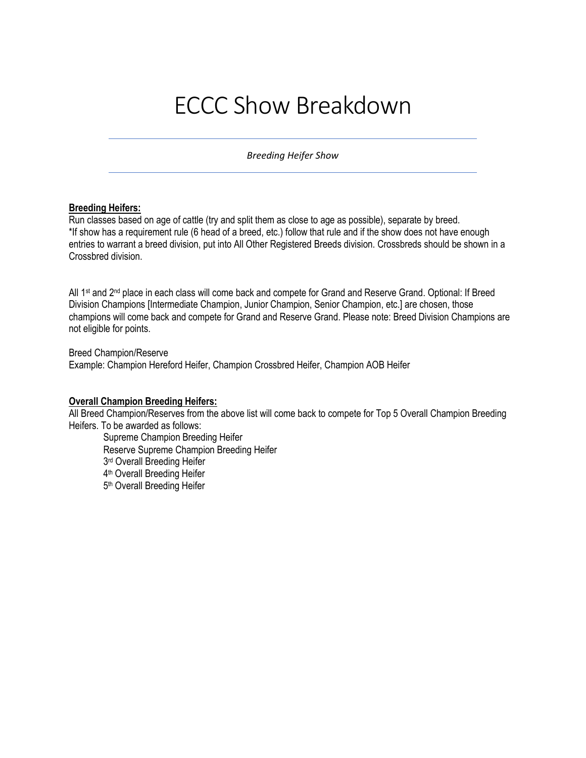# ECCC Show Breakdown

*Breeding Heifer Show*

**Breeding Heifers:**

Run classes based on age of cattle (try and split them as close to age as possible), separate by breed.
*If show has a requirement rule (6 head of a breed, etc.) follow that rule and if the show does not have enough entries to warrant a breed division, put into All Other Registered Breeds division. Crossbreds should be shown in a Crossbred division.

All 1st and 2nd place in each class will come back and compete for Grand and Reserve Grand. Optional: If Breed Division Champions [Intermediate Champion, Junior Champion, Senior Champion, etc.] are chosen, those champions will come back and compete for Grand and Reserve Grand. Please note: Breed Division Champions are not eligible for points.

Breed Champion/Reserve
Example: Champion Hereford Heifer, Champion Crossbred Heifer, Champion AOB Heifer

**Overall Champion Breeding Heifers:**

All Breed Champion/Reserves from the above list will come back to compete for Top 5 Overall Champion Breeding Heifers. To be awarded as follows:

- Supreme Champion Breeding Heifer
- Reserve Supreme Champion Breeding Heifer
- 3rd Overall Breeding Heifer
- 4th Overall Breeding Heifer
- 5th Overall Breeding Heifer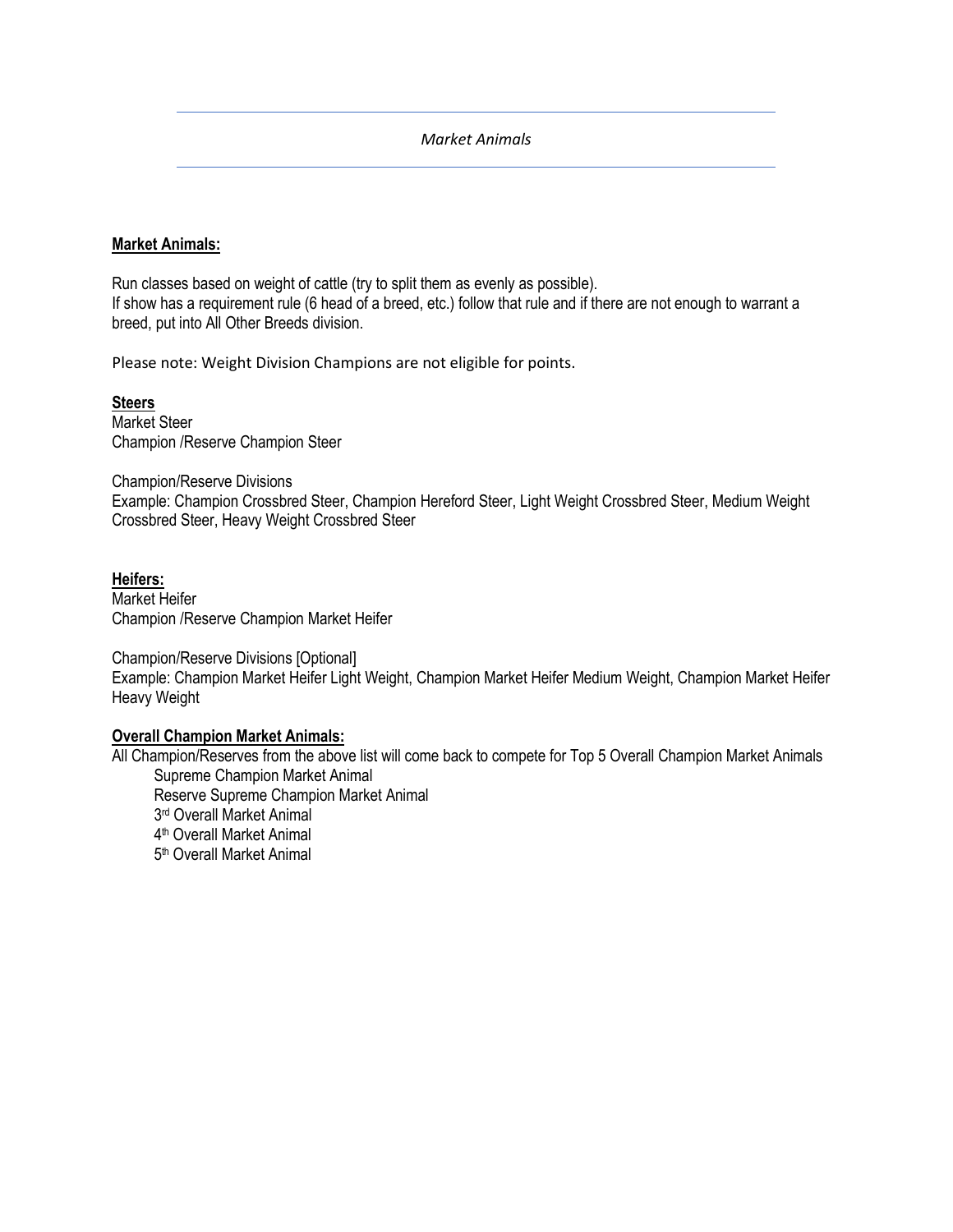*Market Animals*

## Market Animals:

Run classes based on weight of cattle (try to split them as evenly as possible).
If show has a requirement rule (6 head of a breed, etc.) follow that rule and if there are not enough to warrant a breed, put into All Other Breeds division.

Please note: Weight Division Champions are not eligible for points.

### Steers

Market Steer
Champion /Reserve Champion Steer

Champion/Reserve Divisions
Example: Champion Crossbred Steer, Champion Hereford Steer, Light Weight Crossbred Steer, Medium Weight Crossbred Steer, Heavy Weight Crossbred Steer

### Heifers:

Market Heifer
Champion /Reserve Champion Market Heifer

Champion/Reserve Divisions [Optional]
Example: Champion Market Heifer Light Weight, Champion Market Heifer Medium Weight, Champion Market Heifer Heavy Weight

### Overall Champion Market Animals:

All Champion/Reserves from the above list will come back to compete for Top 5 Overall Champion Market Animals

- Supreme Champion Market Animal
- Reserve Supreme Champion Market Animal
- 3rd Overall Market Animal
- 4th Overall Market Animal
- 5th Overall Market Animal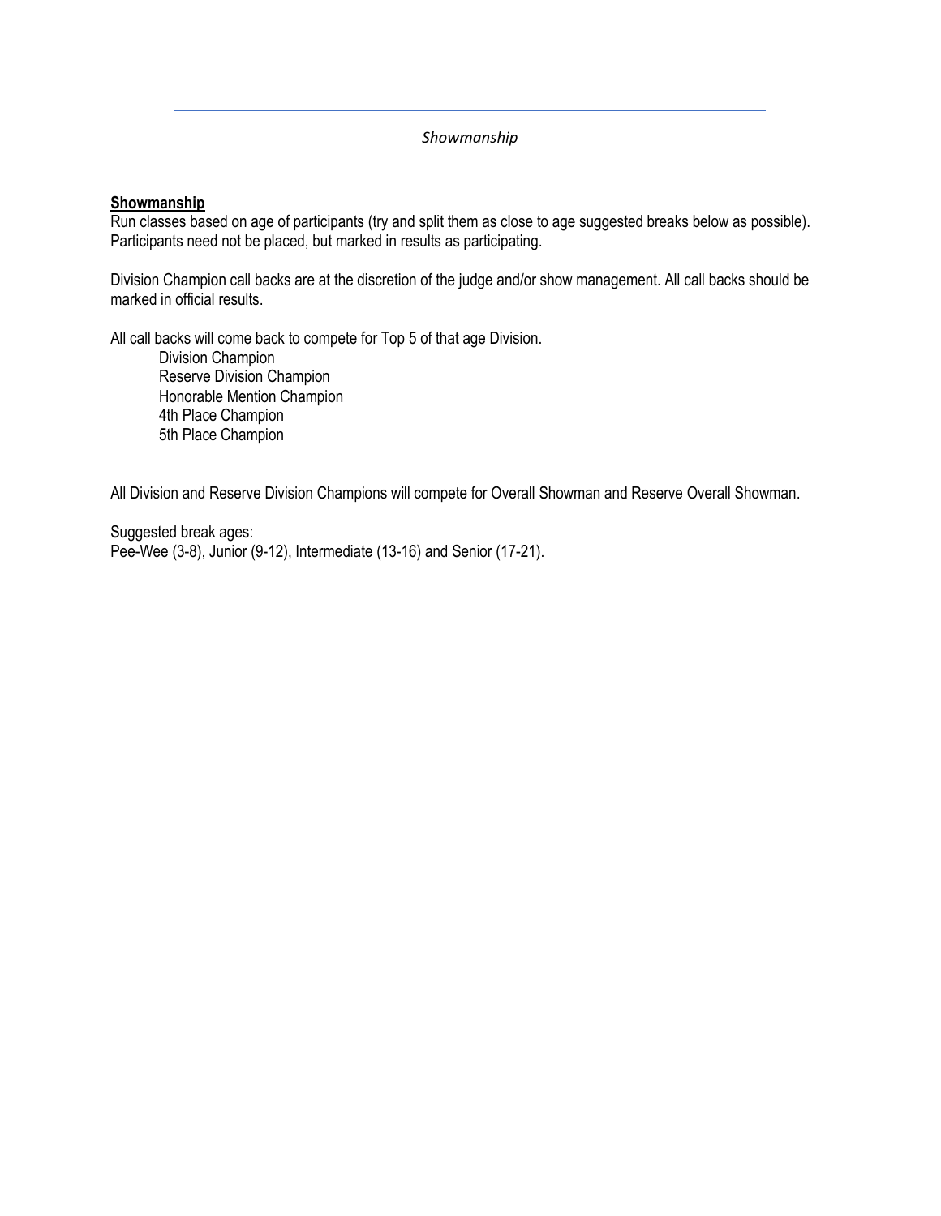*Showmanship*

**Showmanship**

Run classes based on age of participants (try and split them as close to age suggested breaks below as possible). Participants need not be placed, but marked in results as participating.

Division Champion call backs are at the discretion of the judge and/or show management. All call backs should be marked in official results.

All call backs will come back to compete for Top 5 of that age Division.

- Division Champion
- Reserve Division Champion
- Honorable Mention Champion
- 4th Place Champion
- 5th Place Champion

All Division and Reserve Division Champions will compete for Overall Showman and Reserve Overall Showman.

Suggested break ages:
Pee-Wee (3-8), Junior (9-12), Intermediate (13-16) and Senior (17-21).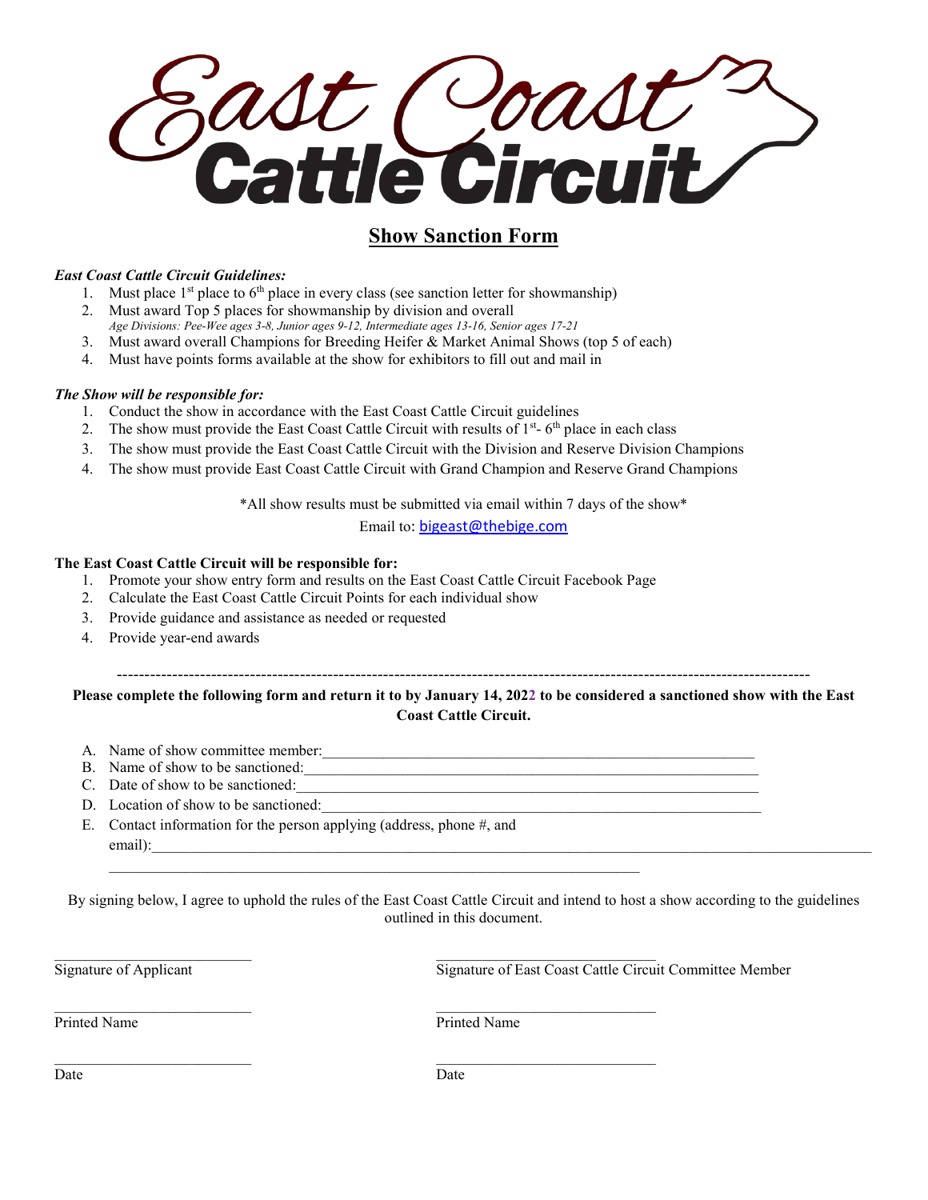# East Coast Cattle Circuit

## Show Sanction Form

***East Coast Cattle Circuit Guidelines:***

1. Must place 1st place to 6th place in every class (see sanction letter for showmanship)
2. Must award Top 5 places for showmanship by division and overall
   *Age Divisions: Pee-Wee ages 3-8, Junior ages 9-12, Intermediate ages 13-16, Senior ages 17-21*
3. Must award overall Champions for Breeding Heifer & Market Animal Shows (top 5 of each)
4. Must have points forms available at the show for exhibitors to fill out and mail in

***The Show will be responsible for:***

1. Conduct the show in accordance with the East Coast Cattle Circuit guidelines
2. The show must provide the East Coast Cattle Circuit with results of 1st- 6th place in each class
3. The show must provide the East Coast Cattle Circuit with the Division and Reserve Division Champions
4. The show must provide East Coast Cattle Circuit with Grand Champion and Reserve Grand Champions

*All show results must be submitted via email within 7 days of the show*

Email to: bigeast@thebige.com

**The East Coast Cattle Circuit will be responsible for:**

1. Promote your show entry form and results on the East Coast Cattle Circuit Facebook Page
2. Calculate the East Coast Cattle Circuit Points for each individual show
3. Provide guidance and assistance as needed or requested
4. Provide year-end awards

---

**Please complete the following form and return it to by January 14, 2022 to be considered a sanctioned show with the East Coast Cattle Circuit.**

A. Name of show committee member:______________________________
B. Name of show to be sanctioned:______________________________
C. Date of show to be sanctioned:______________________________
D. Location of show to be sanctioned:______________________________
E. Contact information for the person applying (address, phone #, and email):______________________________
______________________________

By signing below, I agree to uphold the rules of the East Coast Cattle Circuit and intend to host a show according to the guidelines outlined in this document.

______________________________
Signature of Applicant

______________________________
Signature of East Coast Cattle Circuit Committee Member

______________________________
Printed Name

______________________________
Printed Name

______________________________
Date

______________________________
Date